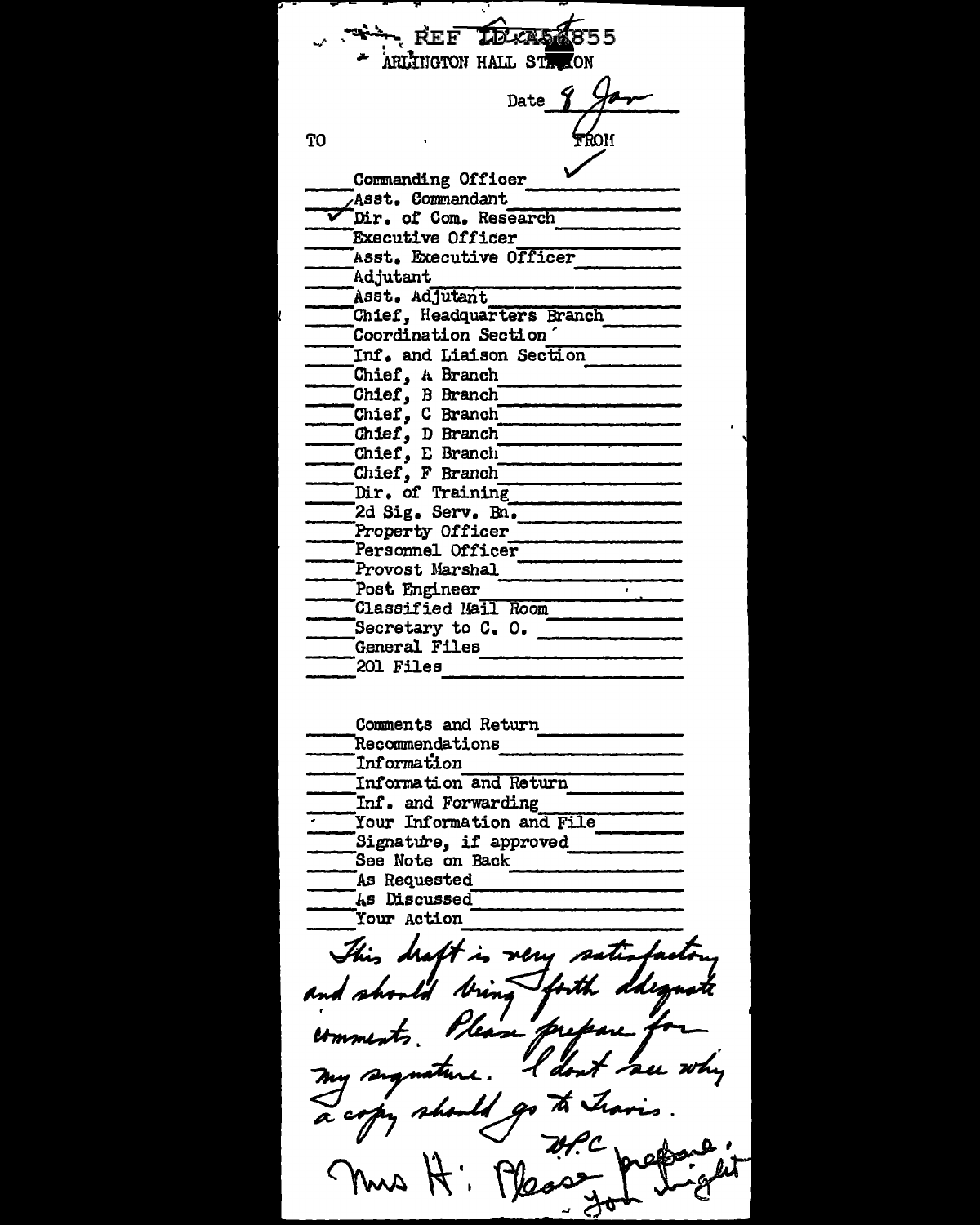REF ID:A56855

ARLINGTON HALL STATION

Date 8 Jan

| TO | | FROM |
|---|---|---|
| | Commanding Officer | ✓ |
| ✓ | Asst. Commandant | |
| ✓ | Dir. of Com. Research | |
| | Executive Officer | |
| | Asst. Executive Officer | |
| | Adjutant | |
| | Asst. Adjutant | |
| | Chief, Headquarters Branch | |
| | Coordination Section | |
| | Inf. and Liaison Section | |
| | Chief, A Branch | |
| | Chief, B Branch | |
| | Chief, C Branch | |
| | Chief, D Branch | |
| | Chief, E Branch | |
| | Chief, F Branch | |
| | Dir. of Training | |
| | 2d Sig. Serv. Bn. | |
| | Property Officer | |
| | Personnel Officer | |
| | Provost Marshal | |
| | Post Engineer | |
| | Classified Mail Room | |
| | Secretary to C. O. | |
| | General Files | |
| | 201 Files | |

| | |
|---|---|
| | Comments and Return |
| | Recommendations |
| | Information |
| | Information and Return |
| | Inf. and Forwarding |
| | Your Information and File |
| | Signature, if approved |
| | See Note on Back |
| | As Requested |
| | As Discussed |
| | Your Action |

This draft is very satisfactory and should bring forth adequate comments. Please prepare for my signature. I don't see why a copy should go to Travis.

W.P.C

Mrs H: Please prepare. You might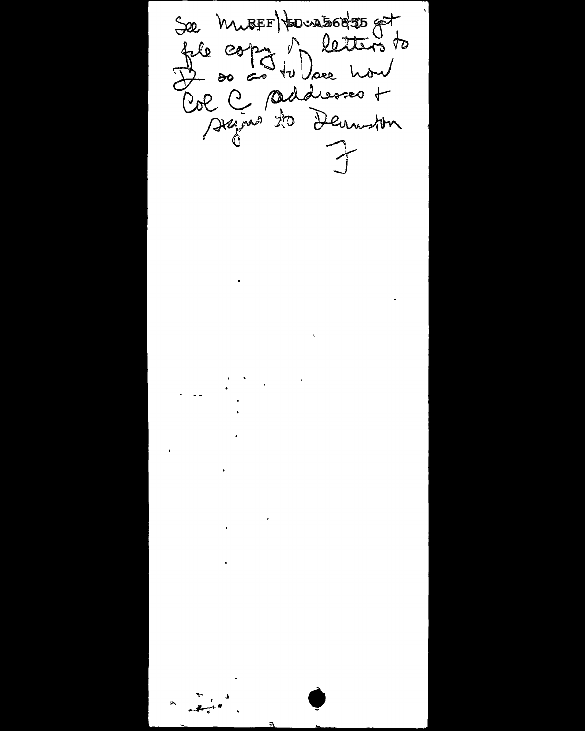See Mr. REF ID:A56855 get file copy of letters to D so as to see how Col C addresses + signs to Denniston

F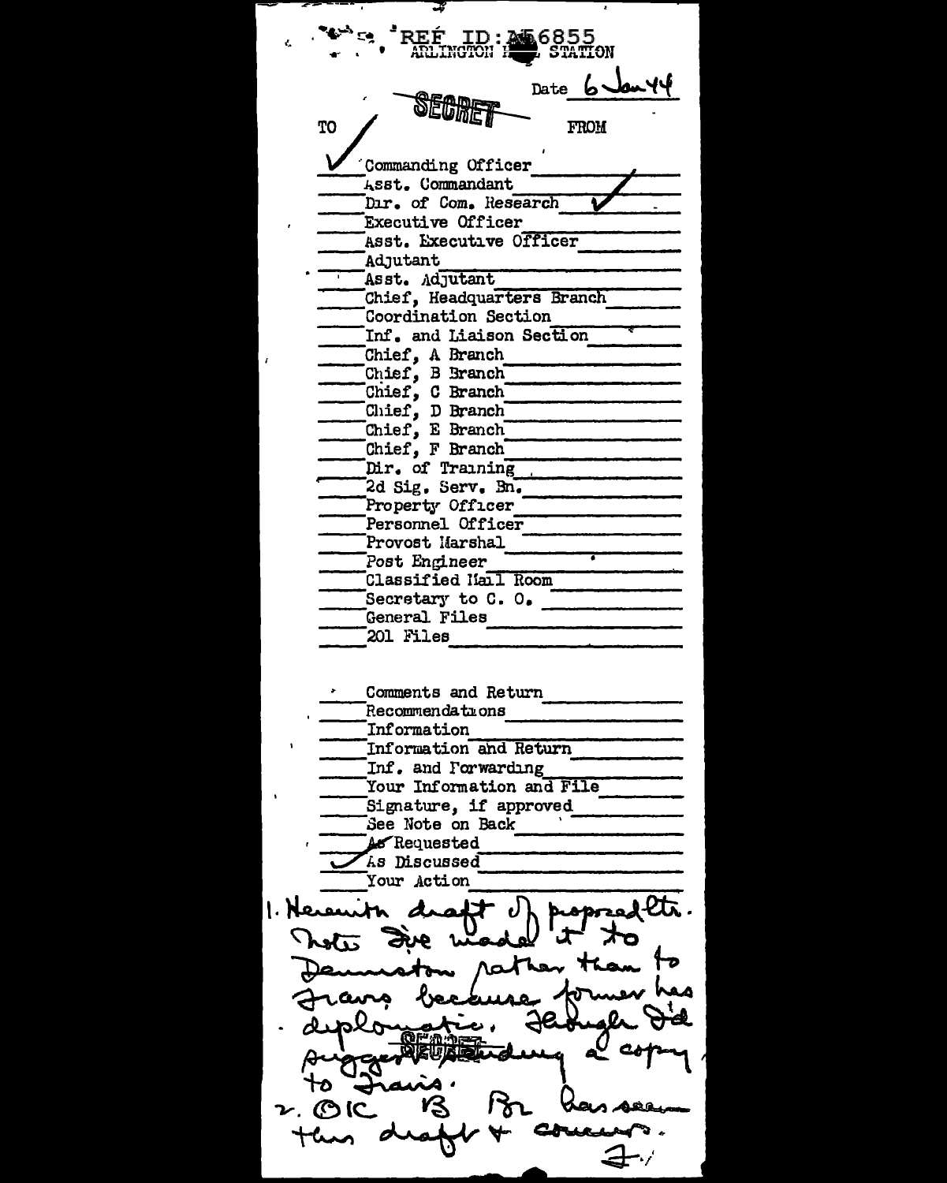REF ID:A56855
ARLINGTON HALL STATION

Date 6 Jan 44

SECRET

| TO | | FROM |
|---|---|---|
| ✓ | Commanding Officer | |
| | Asst. Commandant | |
| | Dir. of Com. Research | ✓ |
| | Executive Officer | |
| | Asst. Executive Officer | |
| | Adjutant | |
| | Asst. Adjutant | |
| | Chief, Headquarters Branch | |
| | Coordination Section | |
| | Inf. and Liaison Section | |
| | Chief, A Branch | |
| | Chief, B Branch | |
| | Chief, C Branch | |
| | Chief, D Branch | |
| | Chief, E Branch | |
| | Chief, F Branch | |
| | Dir. of Training | |
| | 2d Sig. Serv. Bn. | |
| | Property Officer | |
| | Personnel Officer | |
| | Provost Marshal | |
| | Post Engineer | |
| | Classified Mail Room | |
| | Secretary to C. O. | |
| | General Files | |
| | 201 Files | |

| | | |
|---|---|---|
| | Comments and Return | |
| | Recommendations | |
| | Information | |
| | Information and Return | |
| | Inf. and Forwarding | |
| | Your Information and File | |
| | Signature, if approved | |
| | See Note on Back | |
| | As Requested | |
| ✓ | As Discussed | |
| | Your Action | |

1. Herewith draft of proposed ltr. Note I've made it to Denniston rather than to Travis because former has diplomatic. Though I'd suggest sending a copy to Travis.

2. OIC B Br has seen this draft & concurs.

F.

SECRET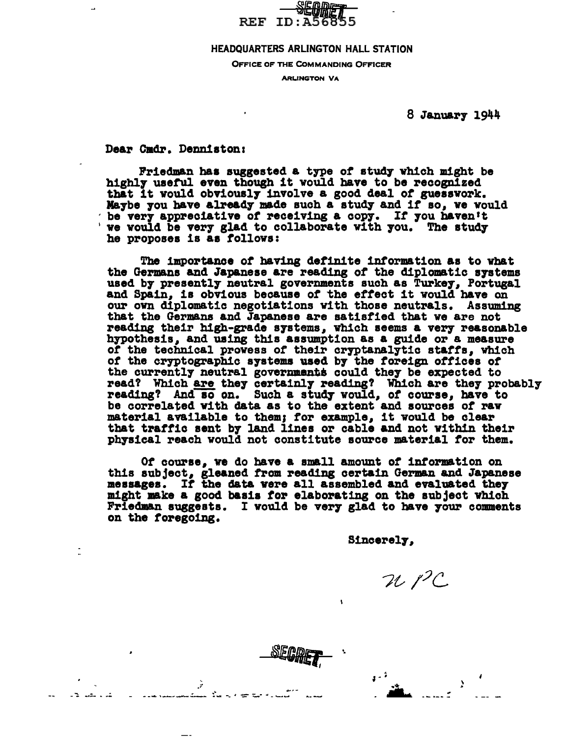SECRET

REF ID:A56855

HEADQUARTERS ARLINGTON HALL STATION

OFFICE OF THE COMMANDING OFFICER

ARLINGTON VA

8 January 1944

Dear Cmdr. Denniston:

Friedman has suggested a type of study which might be highly useful even though it would have to be recognized that it would obviously involve a good deal of guesswork. Maybe you have already made such a study and if so, we would be very appreciative of receiving a copy. If you haven't we would be very glad to collaborate with you. The study he proposes is as follows:

The importance of having definite information as to what the Germans and Japanese are reading of the diplomatic systems used by presently neutral governments such as Turkey, Portugal and Spain, is obvious because of the effect it would have on our own diplomatic negotiations with those neutrals. Assuming that the Germans and Japanese are satisfied that we are not reading their high-grade systems, which seems a very reasonable hypothesis, and using this assumption as a guide or a measure of the technical prowess of their cryptanalytic staffs, which of the cryptographic systems used by the foreign offices of the currently neutral governments could they be expected to read? Which are they certainly reading? Which are they probably reading? And so on. Such a study would, of course, have to be correlated with data as to the extent and sources of raw material available to them; for example, it would be clear that traffic sent by land lines or cable and not within their physical reach would not constitute source material for them.

Of course, we do have a small amount of information on this subject, gleaned from reading certain German and Japanese messages. If the data were all assembled and evaluated they might make a good basis for elaborating on the subject which Friedman suggests. I would be very glad to have your comments on the foregoing.

Sincerely,

W PC

SECRET